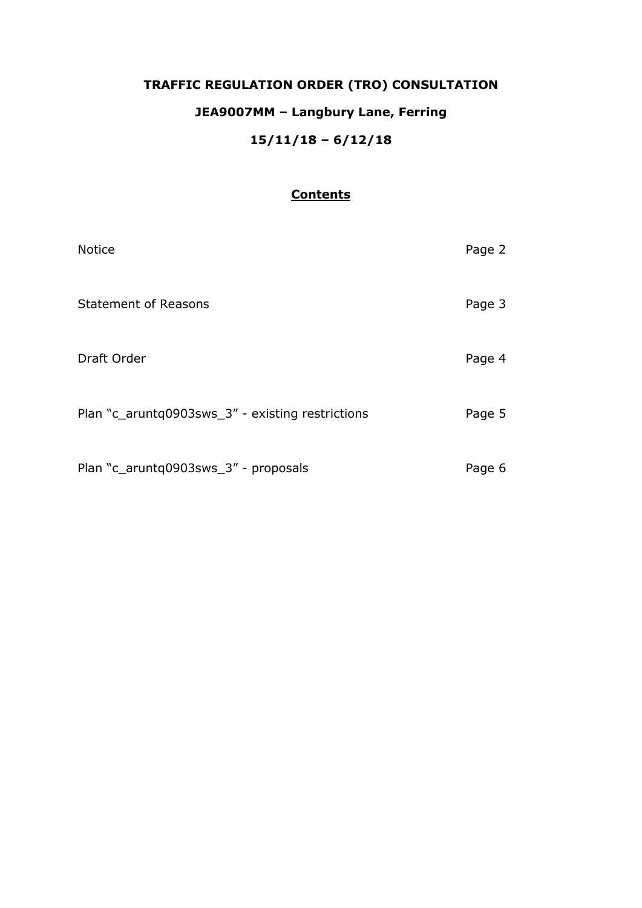# TRAFFIC REGULATION ORDER (TRO) CONSULTATION

## JEA9007MM – Langbury Lane, Ferring

## 15/11/18 – 6/12/18

### Contents

| | |
|---|---|
| Notice | Page 2 |
| Statement of Reasons | Page 3 |
| Draft Order | Page 4 |
| Plan "c_aruntq0903sws_3" - existing restrictions | Page 5 |
| Plan "c_aruntq0903sws_3" - proposals | Page 6 |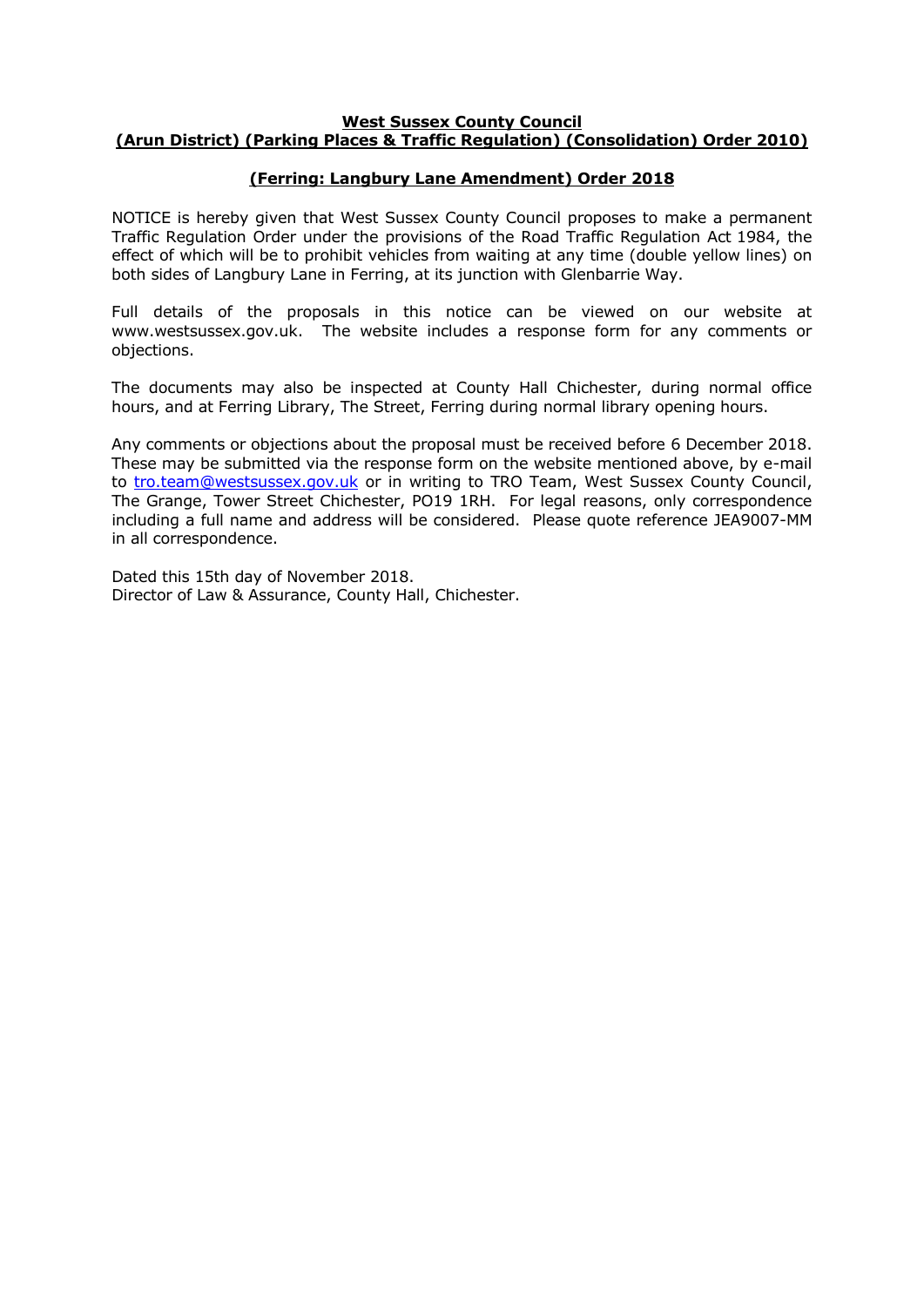**West Sussex County Council**
**(Arun District) (Parking Places & Traffic Regulation) (Consolidation) Order 2010)**

**(Ferring: Langbury Lane Amendment) Order 2018**

NOTICE is hereby given that West Sussex County Council proposes to make a permanent Traffic Regulation Order under the provisions of the Road Traffic Regulation Act 1984, the effect of which will be to prohibit vehicles from waiting at any time (double yellow lines) on both sides of Langbury Lane in Ferring, at its junction with Glenbarrie Way.

Full details of the proposals in this notice can be viewed on our website at www.westsussex.gov.uk. The website includes a response form for any comments or objections.

The documents may also be inspected at County Hall Chichester, during normal office hours, and at Ferring Library, The Street, Ferring during normal library opening hours.

Any comments or objections about the proposal must be received before 6 December 2018. These may be submitted via the response form on the website mentioned above, by e-mail to tro.team@westsussex.gov.uk or in writing to TRO Team, West Sussex County Council, The Grange, Tower Street Chichester, PO19 1RH. For legal reasons, only correspondence including a full name and address will be considered. Please quote reference JEA9007-MM in all correspondence.

Dated this 15th day of November 2018.
Director of Law & Assurance, County Hall, Chichester.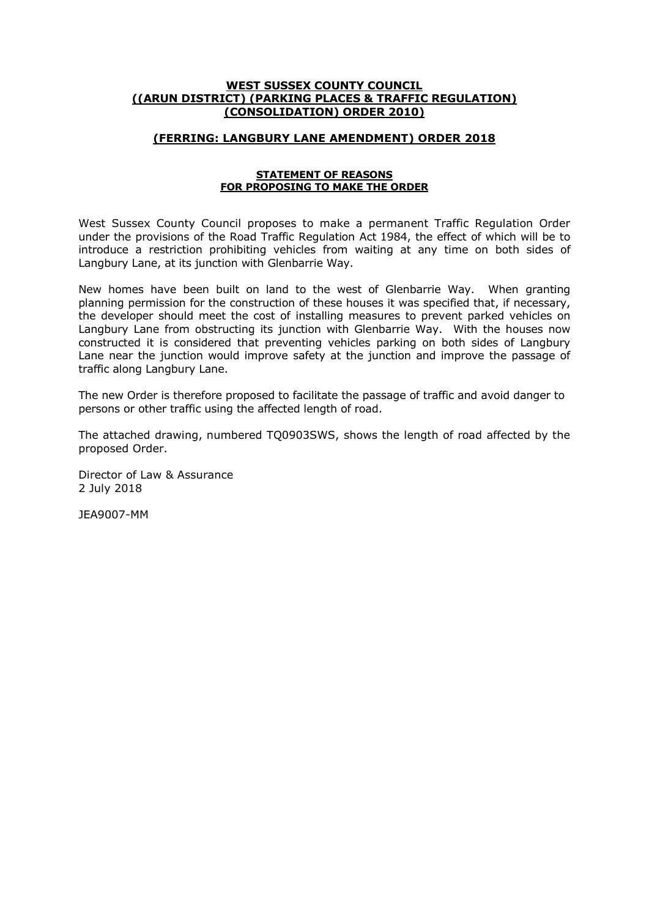**WEST SUSSEX COUNTY COUNCIL**
**((ARUN DISTRICT) (PARKING PLACES & TRAFFIC REGULATION) (CONSOLIDATION) ORDER 2010)**

**(FERRING: LANGBURY LANE AMENDMENT) ORDER 2018**

**STATEMENT OF REASONS**
**FOR PROPOSING TO MAKE THE ORDER**

West Sussex County Council proposes to make a permanent Traffic Regulation Order under the provisions of the Road Traffic Regulation Act 1984, the effect of which will be to introduce a restriction prohibiting vehicles from waiting at any time on both sides of Langbury Lane, at its junction with Glenbarrie Way.

New homes have been built on land to the west of Glenbarrie Way. When granting planning permission for the construction of these houses it was specified that, if necessary, the developer should meet the cost of installing measures to prevent parked vehicles on Langbury Lane from obstructing its junction with Glenbarrie Way. With the houses now constructed it is considered that preventing vehicles parking on both sides of Langbury Lane near the junction would improve safety at the junction and improve the passage of traffic along Langbury Lane.

The new Order is therefore proposed to facilitate the passage of traffic and avoid danger to persons or other traffic using the affected length of road.

The attached drawing, numbered TQ0903SWS, shows the length of road affected by the proposed Order.

Director of Law & Assurance
2 July 2018

JEA9007-MM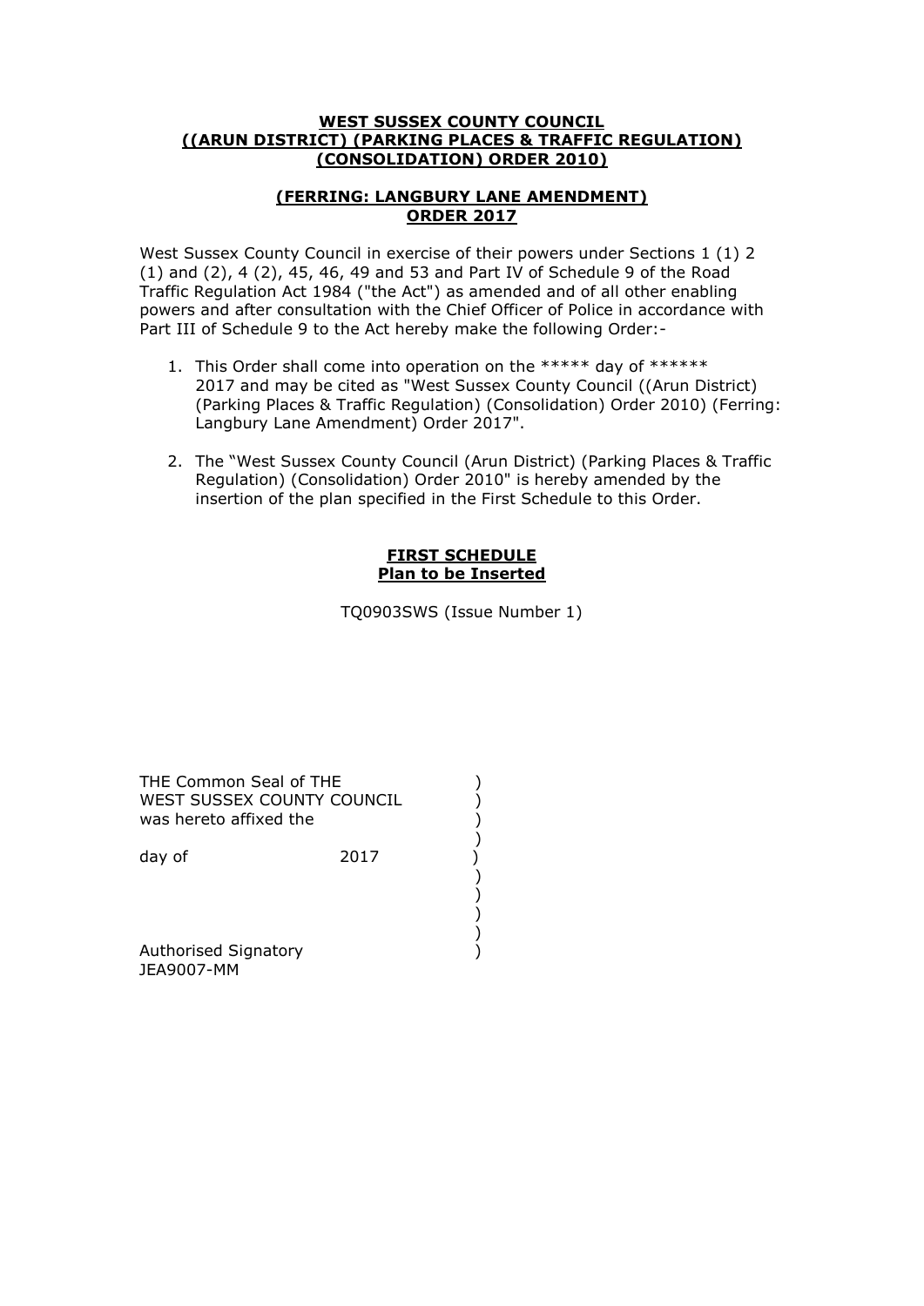**WEST SUSSEX COUNTY COUNCIL**
**((ARUN DISTRICT) (PARKING PLACES & TRAFFIC REGULATION) (CONSOLIDATION) ORDER 2010)**

**(FERRING: LANGBURY LANE AMENDMENT) ORDER 2017**

West Sussex County Council in exercise of their powers under Sections 1 (1) 2 (1) and (2), 4 (2), 45, 46, 49 and 53 and Part IV of Schedule 9 of the Road Traffic Regulation Act 1984 ("the Act") as amended and of all other enabling powers and after consultation with the Chief Officer of Police in accordance with Part III of Schedule 9 to the Act hereby make the following Order:-

1. This Order shall come into operation on the ***** day of ****** 2017 and may be cited as "West Sussex County Council ((Arun District) (Parking Places & Traffic Regulation) (Consolidation) Order 2010) (Ferring: Langbury Lane Amendment) Order 2017".

2. The "West Sussex County Council (Arun District) (Parking Places & Traffic Regulation) (Consolidation) Order 2010" is hereby amended by the insertion of the plan specified in the First Schedule to this Order.

**FIRST SCHEDULE**
**Plan to be Inserted**

TQ0903SWS (Issue Number 1)

THE Common Seal of THE )
WEST SUSSEX COUNTY COUNCIL )
was hereto affixed the )
)
day of 2017 )
)
)
)
)
Authorised Signatory )
JEA9007-MM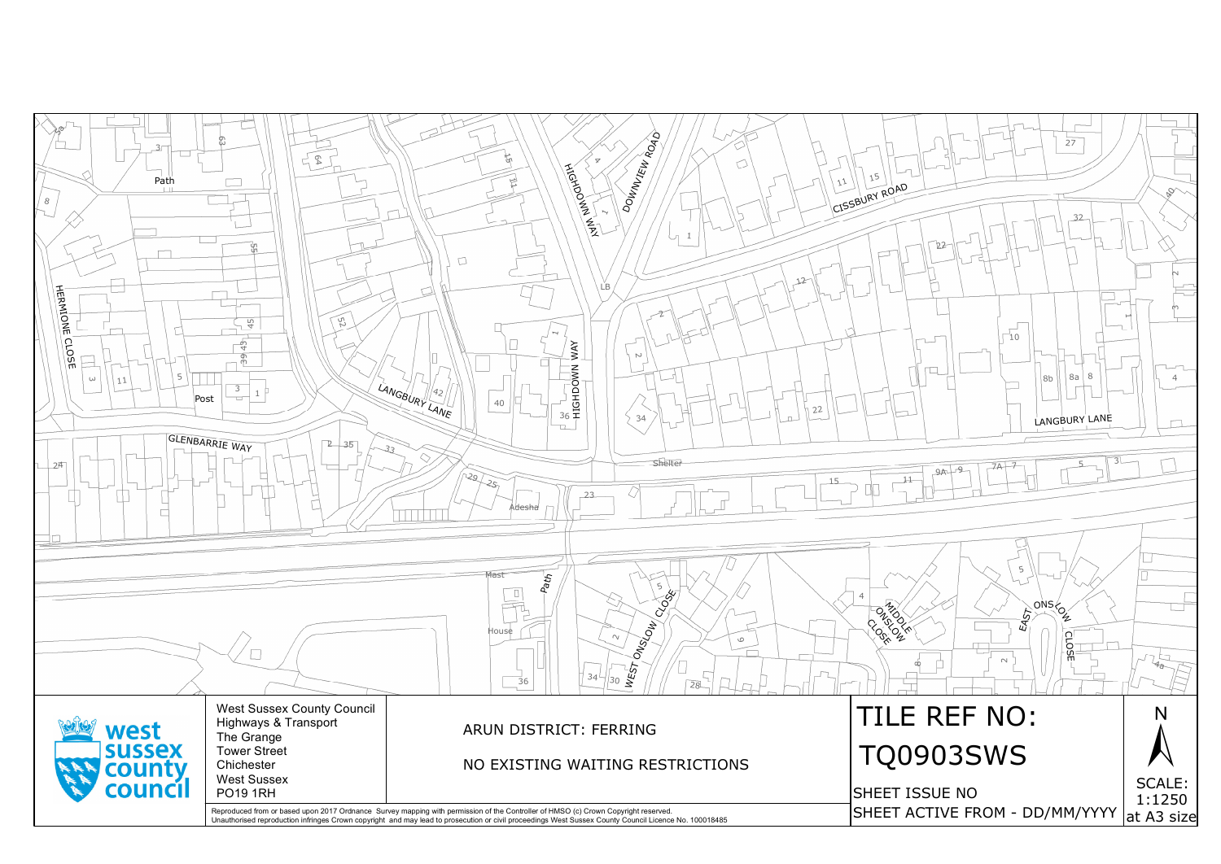West Sussex County Council
Highways & Transport
The Grange
Tower Street
Chichester
West Sussex
PO19 1RH

ARUN DISTRICT: FERRING

NO EXISTING WAITING RESTRICTIONS

# TILE REF NO: TQ0903SWS

SHEET ISSUE NO

SHEET ACTIVE FROM - DD/MM/YYYY

N

SCALE: 1:1250 at A3 size

Reproduced from or based upon 2017 Ordnance Survey mapping with permission of the Controller of HMSO (c) Crown Copyright reserved.
Unauthorised reproduction infringes Crown copyright and may lead to prosecution or civil proceedings West Sussex County Council Licence No. 100018485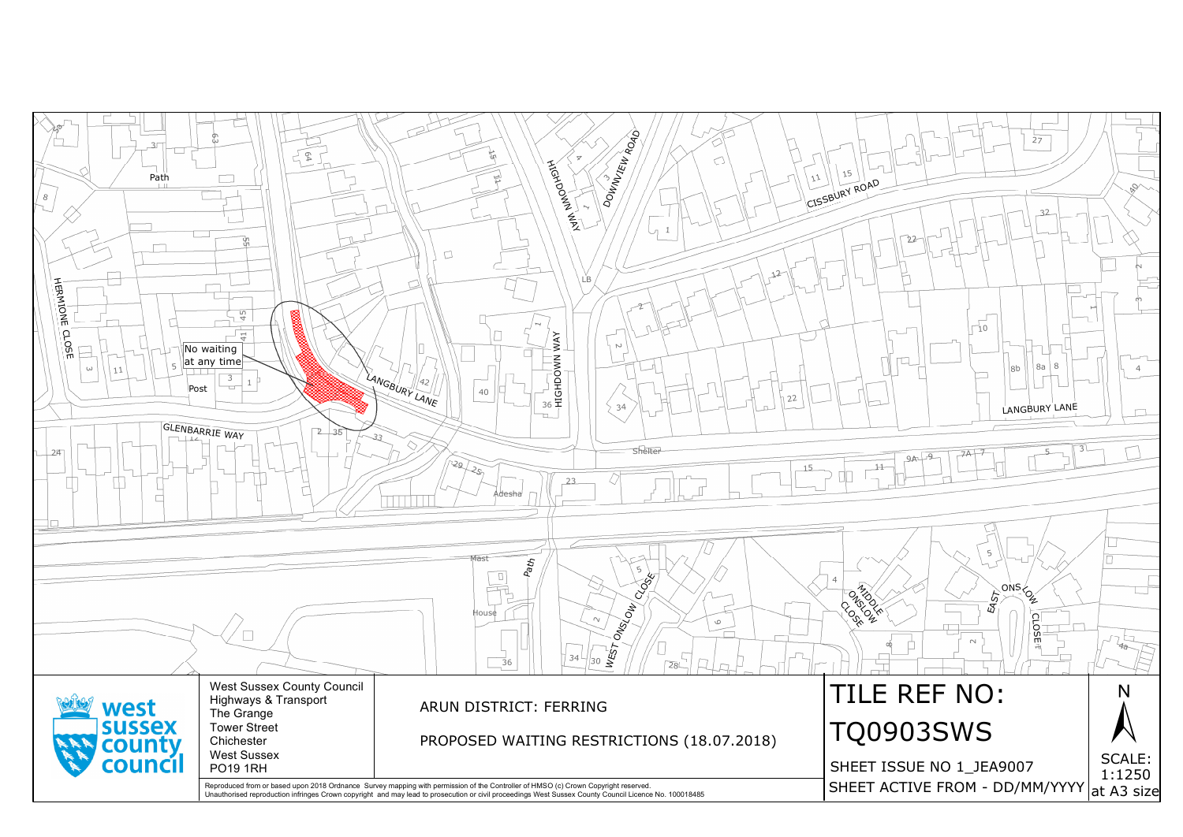No waiting at any time

West Sussex County Council
Highways & Transport
The Grange
Tower Street
Chichester
West Sussex
PO19 1RH

ARUN DISTRICT: FERRING

PROPOSED WAITING RESTRICTIONS (18.07.2018)

# TILE REF NO:

# TQ0903SWS

SHEET ISSUE NO 1_JEA9007

SHEET ACTIVE FROM - DD/MM/YYYY

N

SCALE: 1:1250 at A3 size

Reproduced from or based upon 2018 Ordnance Survey mapping with permission of the Controller of HMSO (c) Crown Copyright reserved.
Unauthorised reproduction infringes Crown copyright and may lead to prosecution or civil proceedings West Sussex County Council Licence No. 100018485